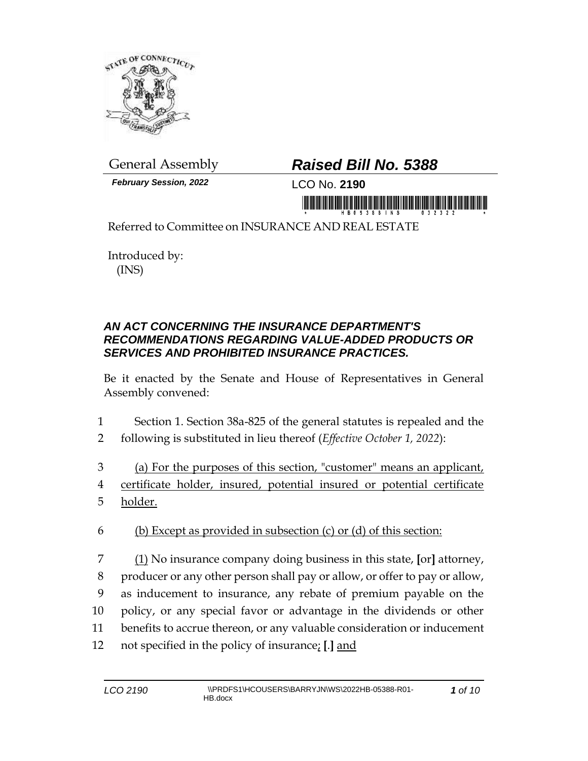General Assembly

***Raised Bill No. 5388***

***February Session, 2022***

LCO No. **2190**

Referred to Committee on INSURANCE AND REAL ESTATE

Introduced by:
(INS)

***AN ACT CONCERNING THE INSURANCE DEPARTMENT'S RECOMMENDATIONS REGARDING VALUE-ADDED PRODUCTS OR SERVICES AND PROHIBITED INSURANCE PRACTICES.***

Be it enacted by the Senate and House of Representatives in General Assembly convened:

1 Section 1. Section 38a-825 of the general statutes is repealed and the
2 following is substituted in lieu thereof (*Effective October 1, 2022*):

3 <u>(a) For the purposes of this section, "customer" means an applicant,</u>
4 <u>certificate holder, insured, potential insured or potential certificate</u>
5 <u>holder.</u>

6 <u>(b) Except as provided in subsection (c) or (d) of this section:</u>

7 <u>(1)</u> No insurance company doing business in this state, **[**or**]** attorney,
8 producer or any other person shall pay or allow, or offer to pay or allow,
9 as inducement to insurance, any rebate of premium payable on the
10 policy, or any special favor or advantage in the dividends or other
11 benefits to accrue thereon, or any valuable consideration or inducement
12 not specified in the policy of insurance<u>;</u> **[**.**]** <u>and</u>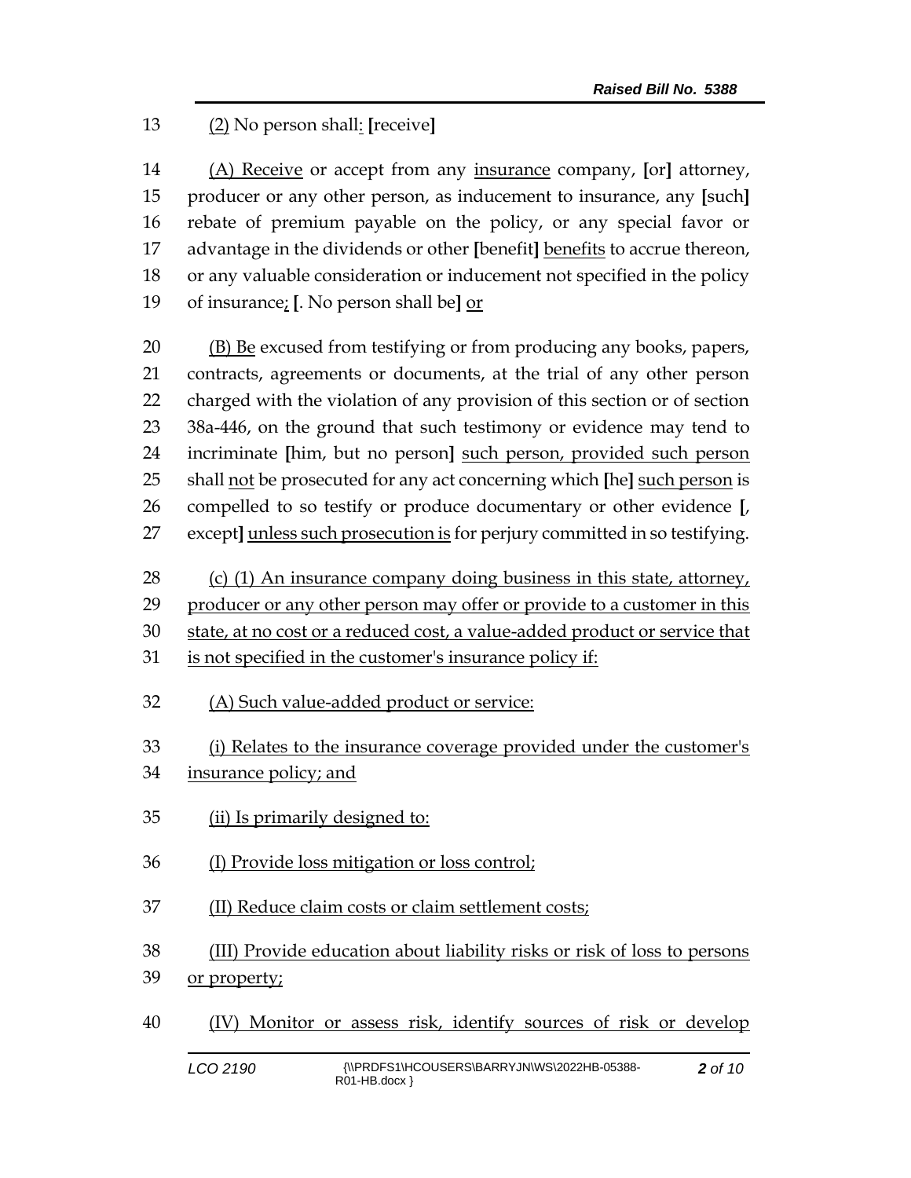13 (2) No person shall: [receive]

14 (A) Receive or accept from any insurance company, [or] attorney,
15 producer or any other person, as inducement to insurance, any [such]
16 rebate of premium payable on the policy, or any special favor or
17 advantage in the dividends or other [benefit] benefits to accrue thereon,
18 or any valuable consideration or inducement not specified in the policy
19 of insurance; [. No person shall be] or

20 (B) Be excused from testifying or from producing any books, papers,
21 contracts, agreements or documents, at the trial of any other person
22 charged with the violation of any provision of this section or of section
23 38a-446, on the ground that such testimony or evidence may tend to
24 incriminate [him, but no person] such person, provided such person
25 shall not be prosecuted for any act concerning which [he] such person is
26 compelled to so testify or produce documentary or other evidence [,
27 except] unless such prosecution is for perjury committed in so testifying.

28 (c) (1) An insurance company doing business in this state, attorney,
29 producer or any other person may offer or provide to a customer in this
30 state, at no cost or a reduced cost, a value-added product or service that
31 is not specified in the customer's insurance policy if:

32 (A) Such value-added product or service:

33 (i) Relates to the insurance coverage provided under the customer's
34 insurance policy; and

35 (ii) Is primarily designed to:

36 (I) Provide loss mitigation or loss control;

37 (II) Reduce claim costs or claim settlement costs;

38 (III) Provide education about liability risks or risk of loss to persons
39 or property;

40 (IV) Monitor or assess risk, identify sources of risk or develop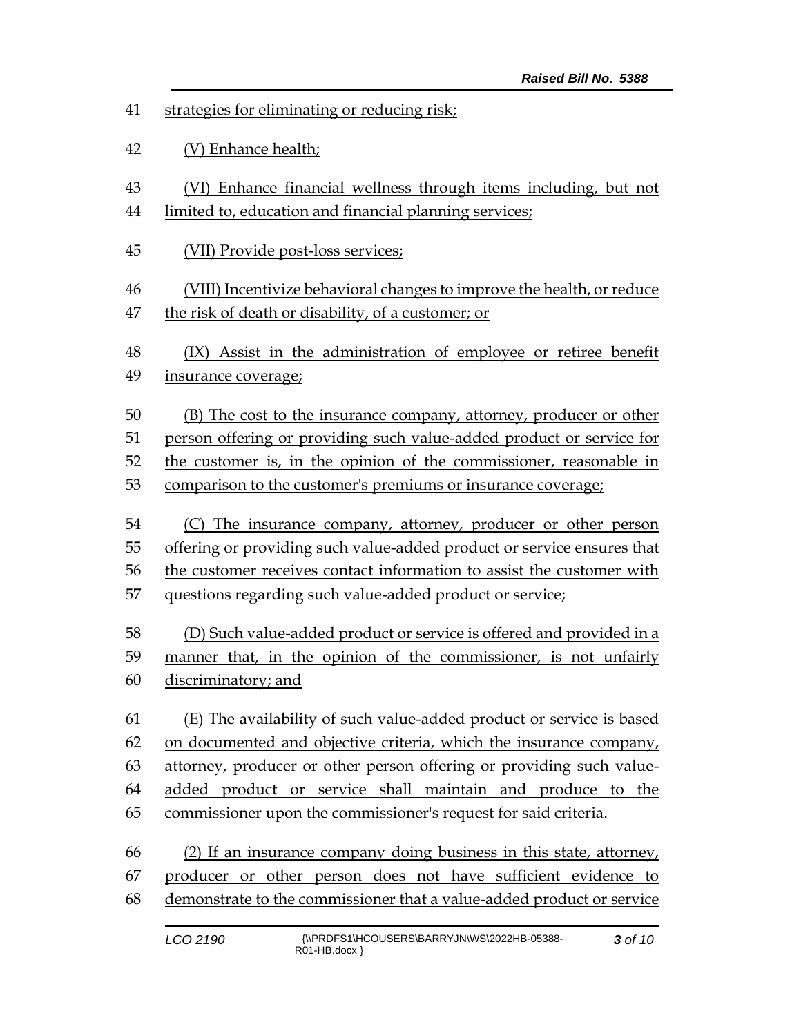strategies for eliminating or reducing risk;

(V) Enhance health;

(VI) Enhance financial wellness through items including, but not limited to, education and financial planning services;

(VII) Provide post-loss services;

(VIII) Incentivize behavioral changes to improve the health, or reduce the risk of death or disability, of a customer; or

(IX) Assist in the administration of employee or retiree benefit insurance coverage;

(B) The cost to the insurance company, attorney, producer or other person offering or providing such value-added product or service for the customer is, in the opinion of the commissioner, reasonable in comparison to the customer's premiums or insurance coverage;

(C) The insurance company, attorney, producer or other person offering or providing such value-added product or service ensures that the customer receives contact information to assist the customer with questions regarding such value-added product or service;

(D) Such value-added product or service is offered and provided in a manner that, in the opinion of the commissioner, is not unfairly discriminatory; and

(E) The availability of such value-added product or service is based on documented and objective criteria, which the insurance company, attorney, producer or other person offering or providing such value-added product or service shall maintain and produce to the commissioner upon the commissioner's request for said criteria.

(2) If an insurance company doing business in this state, attorney, producer or other person does not have sufficient evidence to demonstrate to the commissioner that a value-added product or service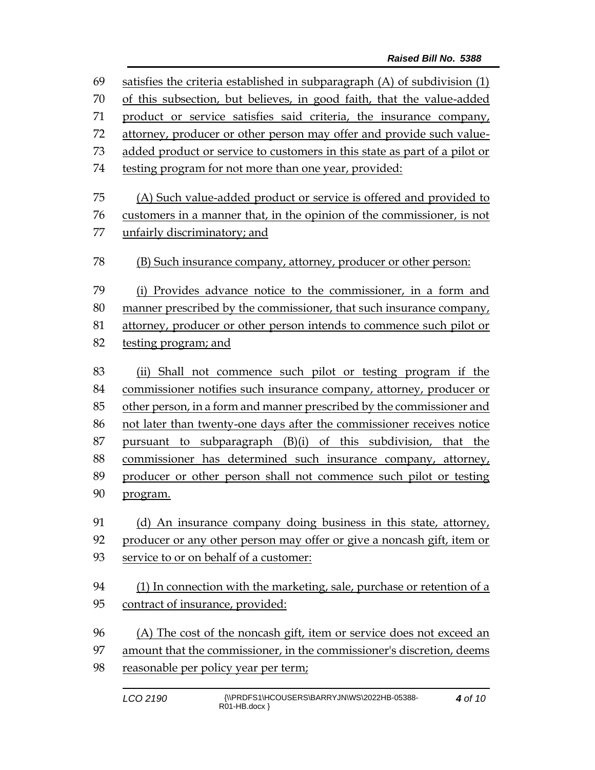satisfies the criteria established in subparagraph (A) of subdivision (1) of this subsection, but believes, in good faith, that the value-added product or service satisfies said criteria, the insurance company, attorney, producer or other person may offer and provide such value-added product or service to customers in this state as part of a pilot or testing program for not more than one year, provided:

(A) Such value-added product or service is offered and provided to customers in a manner that, in the opinion of the commissioner, is not unfairly discriminatory; and

(B) Such insurance company, attorney, producer or other person:

(i) Provides advance notice to the commissioner, in a form and manner prescribed by the commissioner, that such insurance company, attorney, producer or other person intends to commence such pilot or testing program; and

(ii) Shall not commence such pilot or testing program if the commissioner notifies such insurance company, attorney, producer or other person, in a form and manner prescribed by the commissioner and not later than twenty-one days after the commissioner receives notice pursuant to subparagraph (B)(i) of this subdivision, that the commissioner has determined such insurance company, attorney, producer or other person shall not commence such pilot or testing program.

(d) An insurance company doing business in this state, attorney, producer or any other person may offer or give a noncash gift, item or service to or on behalf of a customer:

(1) In connection with the marketing, sale, purchase or retention of a contract of insurance, provided:

(A) The cost of the noncash gift, item or service does not exceed an amount that the commissioner, in the commissioner's discretion, deems reasonable per policy year per term;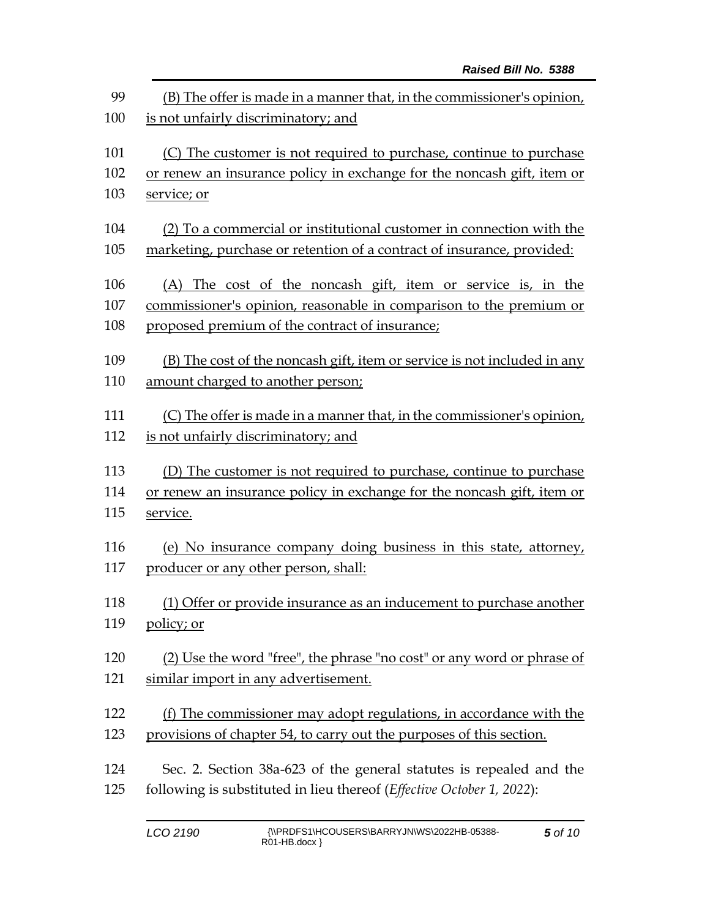(B) The offer is made in a manner that, in the commissioner's opinion, is not unfairly discriminatory; and

(C) The customer is not required to purchase, continue to purchase or renew an insurance policy in exchange for the noncash gift, item or service; or

(2) To a commercial or institutional customer in connection with the marketing, purchase or retention of a contract of insurance, provided:

(A) The cost of the noncash gift, item or service is, in the commissioner's opinion, reasonable in comparison to the premium or proposed premium of the contract of insurance;

(B) The cost of the noncash gift, item or service is not included in any amount charged to another person;

(C) The offer is made in a manner that, in the commissioner's opinion, is not unfairly discriminatory; and

(D) The customer is not required to purchase, continue to purchase or renew an insurance policy in exchange for the noncash gift, item or service.

(e) No insurance company doing business in this state, attorney, producer or any other person, shall:

(1) Offer or provide insurance as an inducement to purchase another policy; or

(2) Use the word "free", the phrase "no cost" or any word or phrase of similar import in any advertisement.

(f) The commissioner may adopt regulations, in accordance with the provisions of chapter 54, to carry out the purposes of this section.

Sec. 2. Section 38a-623 of the general statutes is repealed and the following is substituted in lieu thereof (*Effective October 1, 2022*):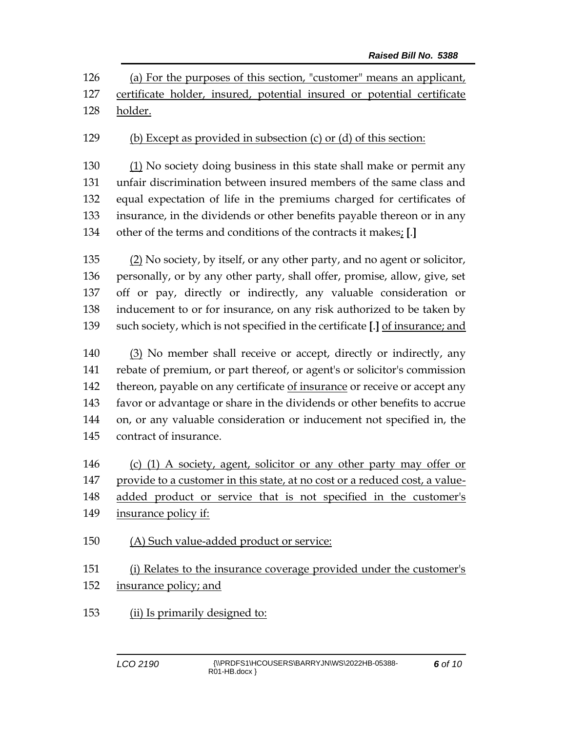(a) For the purposes of this section, "customer" means an applicant, certificate holder, insured, potential insured or potential certificate holder.

(b) Except as provided in subsection (c) or (d) of this section:

(1) No society doing business in this state shall make or permit any unfair discrimination between insured members of the same class and equal expectation of life in the premiums charged for certificates of insurance, in the dividends or other benefits payable thereon or in any other of the terms and conditions of the contracts it makes; [.]

(2) No society, by itself, or any other party, and no agent or solicitor, personally, or by any other party, shall offer, promise, allow, give, set off or pay, directly or indirectly, any valuable consideration or inducement to or for insurance, on any risk authorized to be taken by such society, which is not specified in the certificate [.] of insurance; and

(3) No member shall receive or accept, directly or indirectly, any rebate of premium, or part thereof, or agent's or solicitor's commission thereon, payable on any certificate of insurance or receive or accept any favor or advantage or share in the dividends or other benefits to accrue on, or any valuable consideration or inducement not specified in, the contract of insurance.

(c) (1) A society, agent, solicitor or any other party may offer or provide to a customer in this state, at no cost or a reduced cost, a value-added product or service that is not specified in the customer's insurance policy if:

(A) Such value-added product or service:

(i) Relates to the insurance coverage provided under the customer's insurance policy; and

(ii) Is primarily designed to: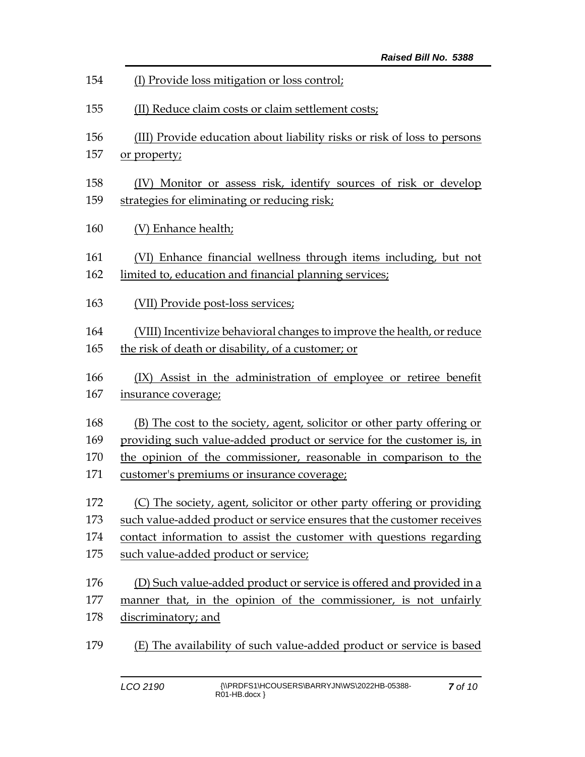(I) Provide loss mitigation or loss control;

(II) Reduce claim costs or claim settlement costs;

(III) Provide education about liability risks or risk of loss to persons or property;

(IV) Monitor or assess risk, identify sources of risk or develop strategies for eliminating or reducing risk;

(V) Enhance health;

(VI) Enhance financial wellness through items including, but not limited to, education and financial planning services;

(VII) Provide post-loss services;

(VIII) Incentivize behavioral changes to improve the health, or reduce the risk of death or disability, of a customer; or

(IX) Assist in the administration of employee or retiree benefit insurance coverage;

(B) The cost to the society, agent, solicitor or other party offering or providing such value-added product or service for the customer is, in the opinion of the commissioner, reasonable in comparison to the customer's premiums or insurance coverage;

(C) The society, agent, solicitor or other party offering or providing such value-added product or service ensures that the customer receives contact information to assist the customer with questions regarding such value-added product or service;

(D) Such value-added product or service is offered and provided in a manner that, in the opinion of the commissioner, is not unfairly discriminatory; and

(E) The availability of such value-added product or service is based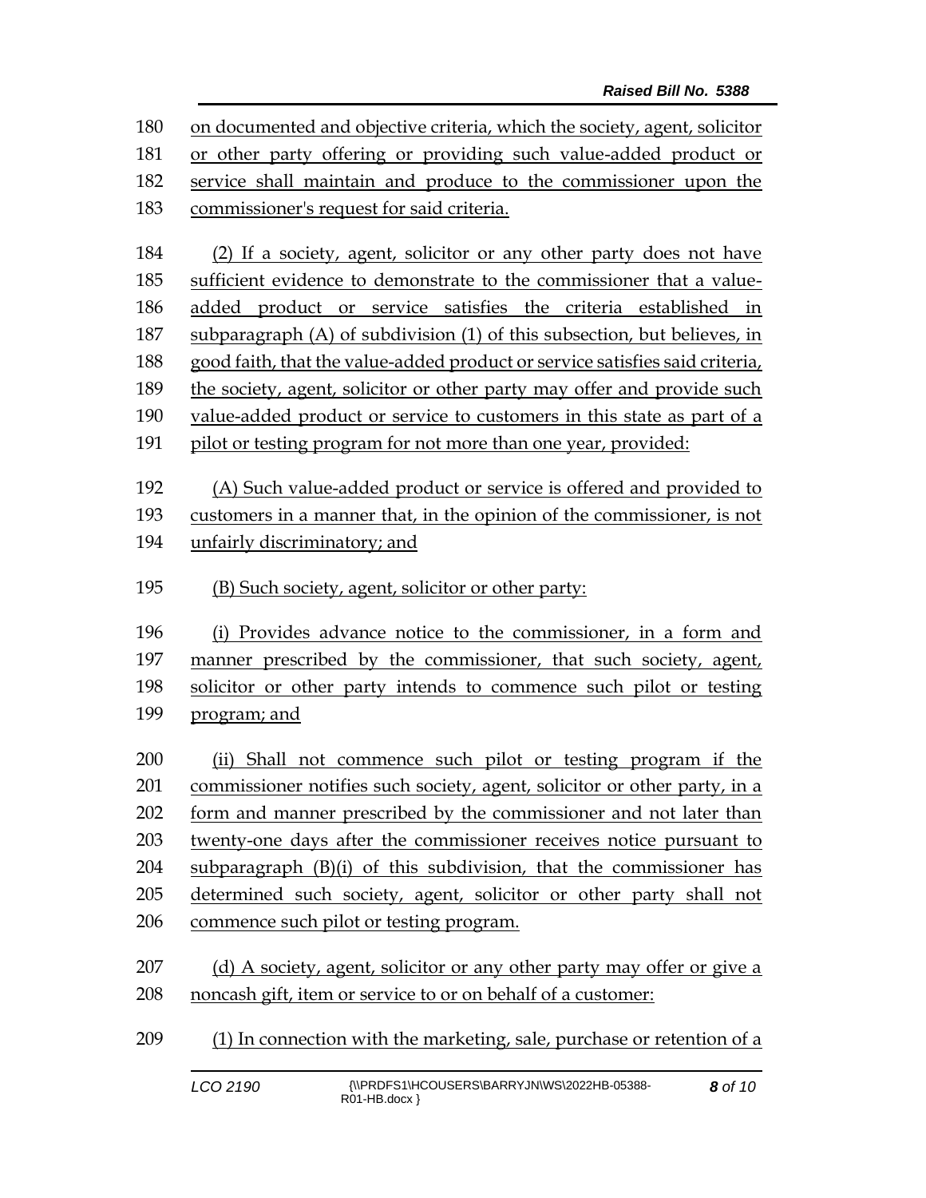on documented and objective criteria, which the society, agent, solicitor or other party offering or providing such value-added product or service shall maintain and produce to the commissioner upon the commissioner's request for said criteria.

(2) If a society, agent, solicitor or any other party does not have sufficient evidence to demonstrate to the commissioner that a value-added product or service satisfies the criteria established in subparagraph (A) of subdivision (1) of this subsection, but believes, in good faith, that the value-added product or service satisfies said criteria, the society, agent, solicitor or other party may offer and provide such value-added product or service to customers in this state as part of a pilot or testing program for not more than one year, provided:

(A) Such value-added product or service is offered and provided to customers in a manner that, in the opinion of the commissioner, is not unfairly discriminatory; and

(B) Such society, agent, solicitor or other party:

(i) Provides advance notice to the commissioner, in a form and manner prescribed by the commissioner, that such society, agent, solicitor or other party intends to commence such pilot or testing program; and

(ii) Shall not commence such pilot or testing program if the commissioner notifies such society, agent, solicitor or other party, in a form and manner prescribed by the commissioner and not later than twenty-one days after the commissioner receives notice pursuant to subparagraph (B)(i) of this subdivision, that the commissioner has determined such society, agent, solicitor or other party shall not commence such pilot or testing program.

(d) A society, agent, solicitor or any other party may offer or give a noncash gift, item or service to or on behalf of a customer:

(1) In connection with the marketing, sale, purchase or retention of a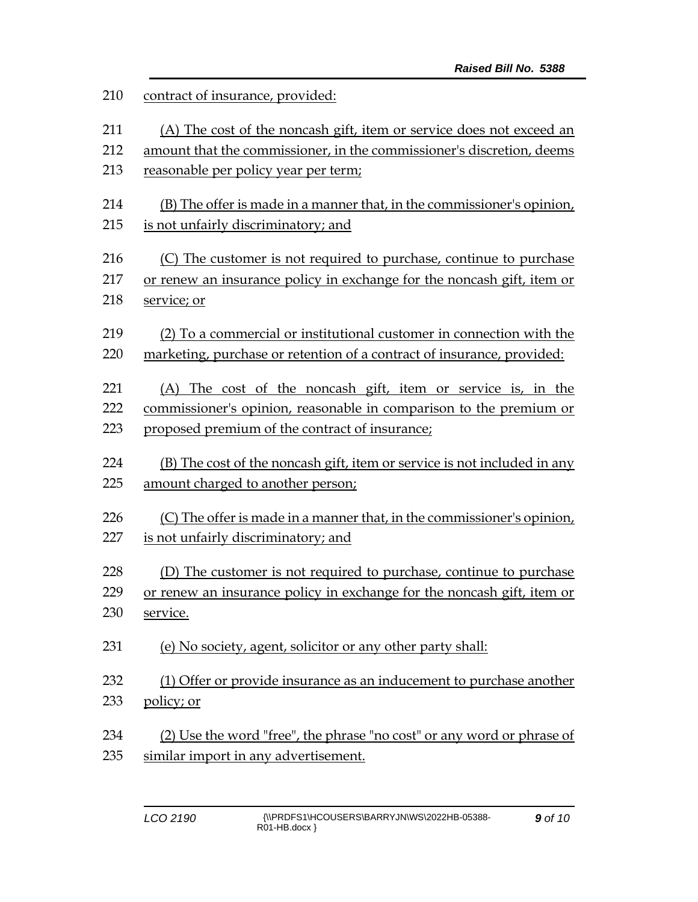contract of insurance, provided:

(A) The cost of the noncash gift, item or service does not exceed an amount that the commissioner, in the commissioner's discretion, deems reasonable per policy year per term;

(B) The offer is made in a manner that, in the commissioner's opinion, is not unfairly discriminatory; and

(C) The customer is not required to purchase, continue to purchase or renew an insurance policy in exchange for the noncash gift, item or service; or

(2) To a commercial or institutional customer in connection with the marketing, purchase or retention of a contract of insurance, provided:

(A) The cost of the noncash gift, item or service is, in the commissioner's opinion, reasonable in comparison to the premium or proposed premium of the contract of insurance;

(B) The cost of the noncash gift, item or service is not included in any amount charged to another person;

(C) The offer is made in a manner that, in the commissioner's opinion, is not unfairly discriminatory; and

(D) The customer is not required to purchase, continue to purchase or renew an insurance policy in exchange for the noncash gift, item or service.

(e) No society, agent, solicitor or any other party shall:

(1) Offer or provide insurance as an inducement to purchase another policy; or

(2) Use the word "free", the phrase "no cost" or any word or phrase of similar import in any advertisement.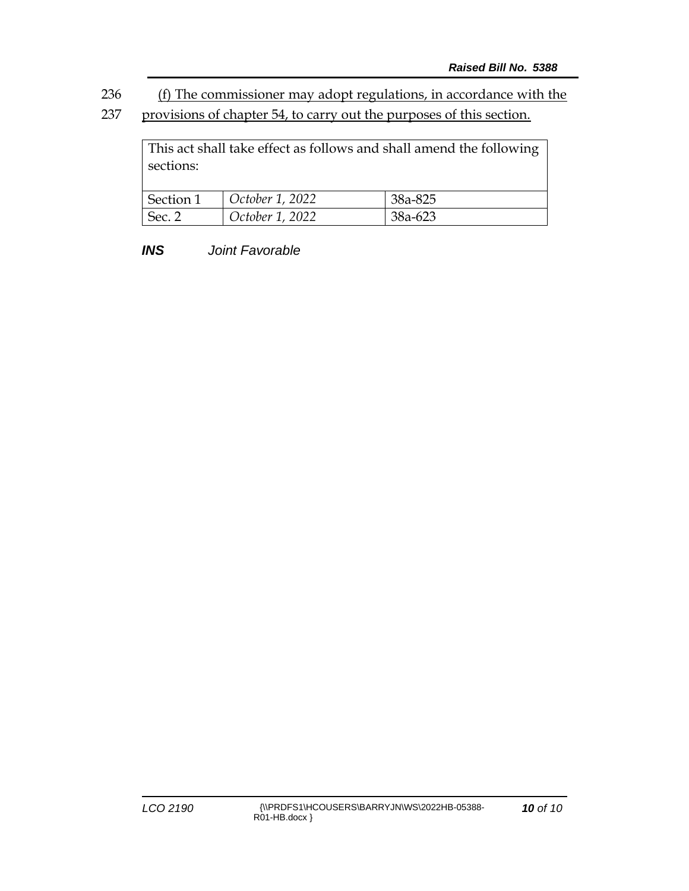236 (f) The commissioner may adopt regulations, in accordance with the
237 provisions of chapter 54, to carry out the purposes of this section.

| This act shall take effect as follows and shall amend the following sections: | | |
|---|---|---|
| Section 1 | *October 1, 2022* | 38a-825 |
| Sec. 2 | *October 1, 2022* | 38a-623 |

***INS*** *Joint Favorable*